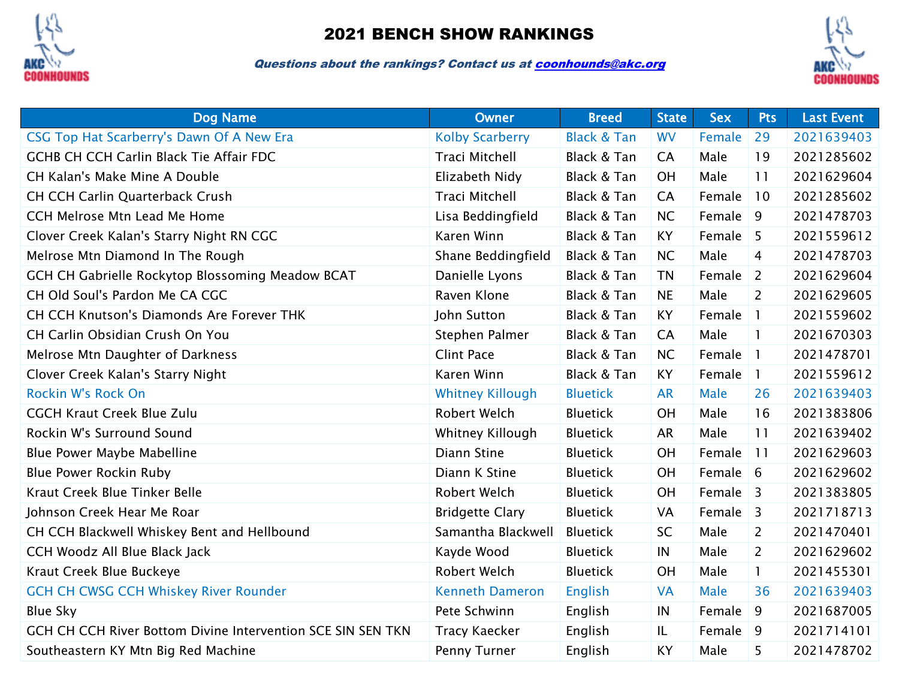# 2021 BENCH SHOW RANKINGS

***Questions about the rankings? Contact us at coonhounds@akc.org***

| Dog Name | Owner | Breed | State | Sex | Pts | Last Event |
|---|---|---|---|---|---|---|
| CSG Top Hat Scarberry's Dawn Of A New Era | Kolby Scarberry | Black & Tan | WV | Female | 29 | 2021639403 |
| GCHB CH CCH Carlin Black Tie Affair FDC | Traci Mitchell | Black & Tan | CA | Male | 19 | 2021285602 |
| CH Kalan's Make Mine A Double | Elizabeth Nidy | Black & Tan | OH | Male | 11 | 2021629604 |
| CH CCH Carlin Quarterback Crush | Traci Mitchell | Black & Tan | CA | Female | 10 | 2021285602 |
| CCH Melrose Mtn Lead Me Home | Lisa Beddingfield | Black & Tan | NC | Female | 9 | 2021478703 |
| Clover Creek Kalan's Starry Night RN CGC | Karen Winn | Black & Tan | KY | Female | 5 | 2021559612 |
| Melrose Mtn Diamond In The Rough | Shane Beddingfield | Black & Tan | NC | Male | 4 | 2021478703 |
| GCH CH Gabrielle Rockytop Blossoming Meadow BCAT | Danielle Lyons | Black & Tan | TN | Female | 2 | 2021629604 |
| CH Old Soul's Pardon Me CA CGC | Raven Klone | Black & Tan | NE | Male | 2 | 2021629605 |
| CH CCH Knutson's Diamonds Are Forever THK | John Sutton | Black & Tan | KY | Female | 1 | 2021559602 |
| CH Carlin Obsidian Crush On You | Stephen Palmer | Black & Tan | CA | Male | 1 | 2021670303 |
| Melrose Mtn Daughter of Darkness | Clint Pace | Black & Tan | NC | Female | 1 | 2021478701 |
| Clover Creek Kalan's Starry Night | Karen Winn | Black & Tan | KY | Female | 1 | 2021559612 |
| Rockin W's Rock On | Whitney Killough | Bluetick | AR | Male | 26 | 2021639403 |
| CGCH Kraut Creek Blue Zulu | Robert Welch | Bluetick | OH | Male | 16 | 2021383806 |
| Rockin W's Surround Sound | Whitney Killough | Bluetick | AR | Male | 11 | 2021639402 |
| Blue Power Maybe Mabelline | Diann Stine | Bluetick | OH | Female | 11 | 2021629603 |
| Blue Power Rockin Ruby | Diann K Stine | Bluetick | OH | Female | 6 | 2021629602 |
| Kraut Creek Blue Tinker Belle | Robert Welch | Bluetick | OH | Female | 3 | 2021383805 |
| Johnson Creek Hear Me Roar | Bridgette Clary | Bluetick | VA | Female | 3 | 2021718713 |
| CH CCH Blackwell Whiskey Bent and Hellbound | Samantha Blackwell | Bluetick | SC | Male | 2 | 2021470401 |
| CCH Woodz All Blue Black Jack | Kayde Wood | Bluetick | IN | Male | 2 | 2021629602 |
| Kraut Creek Blue Buckeye | Robert Welch | Bluetick | OH | Male | 1 | 2021455301 |
| GCH CH CWSG CCH Whiskey River Rounder | Kenneth Dameron | English | VA | Male | 36 | 2021639403 |
| Blue Sky | Pete Schwinn | English | IN | Female | 9 | 2021687005 |
| GCH CH CCH River Bottom Divine Intervention SCE SIN SEN TKN | Tracy Kaecker | English | IL | Female | 9 | 2021714101 |
| Southeastern KY Mtn Big Red Machine | Penny Turner | English | KY | Male | 5 | 2021478702 |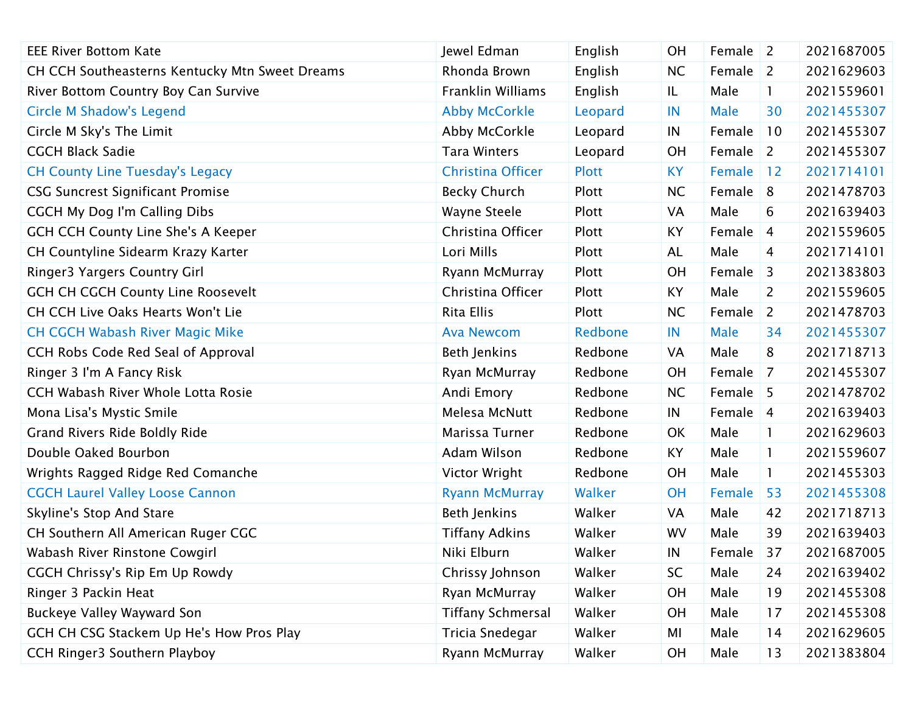| | | | | | | |
|---|---|---|---|---|---|---|
| EEE River Bottom Kate | Jewel Edman | English | OH | Female | 2 | 2021687005 |
| CH CCH Southeasterns Kentucky Mtn Sweet Dreams | Rhonda Brown | English | NC | Female | 2 | 2021629603 |
| River Bottom Country Boy Can Survive | Franklin Williams | English | IL | Male | 1 | 2021559601 |
| Circle M Shadow's Legend | Abby McCorkle | Leopard | IN | Male | 30 | 2021455307 |
| Circle M Sky's The Limit | Abby McCorkle | Leopard | IN | Female | 10 | 2021455307 |
| CGCH Black Sadie | Tara Winters | Leopard | OH | Female | 2 | 2021455307 |
| CH County Line Tuesday's Legacy | Christina Officer | Plott | KY | Female | 12 | 2021714101 |
| CSG Suncrest Significant Promise | Becky Church | Plott | NC | Female | 8 | 2021478703 |
| CGCH My Dog I'm Calling Dibs | Wayne Steele | Plott | VA | Male | 6 | 2021639403 |
| GCH CCH County Line She's A Keeper | Christina Officer | Plott | KY | Female | 4 | 2021559605 |
| CH Countyline Sidearm Krazy Karter | Lori Mills | Plott | AL | Male | 4 | 2021714101 |
| Ringer3 Yargers Country Girl | Ryann McMurray | Plott | OH | Female | 3 | 2021383803 |
| GCH CH CGCH County Line Roosevelt | Christina Officer | Plott | KY | Male | 2 | 2021559605 |
| CH CCH Live Oaks Hearts Won't Lie | Rita Ellis | Plott | NC | Female | 2 | 2021478703 |
| CH CGCH Wabash River Magic Mike | Ava Newcom | Redbone | IN | Male | 34 | 2021455307 |
| CCH Robs Code Red Seal of Approval | Beth Jenkins | Redbone | VA | Male | 8 | 2021718713 |
| Ringer 3 I'm A Fancy Risk | Ryan McMurray | Redbone | OH | Female | 7 | 2021455307 |
| CCH Wabash River Whole Lotta Rosie | Andi Emory | Redbone | NC | Female | 5 | 2021478702 |
| Mona Lisa's Mystic Smile | Melesa McNutt | Redbone | IN | Female | 4 | 2021639403 |
| Grand Rivers Ride Boldly Ride | Marissa Turner | Redbone | OK | Male | 1 | 2021629603 |
| Double Oaked Bourbon | Adam Wilson | Redbone | KY | Male | 1 | 2021559607 |
| Wrights Ragged Ridge Red Comanche | Victor Wright | Redbone | OH | Male | 1 | 2021455303 |
| CGCH Laurel Valley Loose Cannon | Ryann McMurray | Walker | OH | Female | 53 | 2021455308 |
| Skyline's Stop And Stare | Beth Jenkins | Walker | VA | Male | 42 | 2021718713 |
| CH Southern All American Ruger CGC | Tiffany Adkins | Walker | WV | Male | 39 | 2021639403 |
| Wabash River Rinstone Cowgirl | Niki Elburn | Walker | IN | Female | 37 | 2021687005 |
| CGCH Chrissy's Rip Em Up Rowdy | Chrissy Johnson | Walker | SC | Male | 24 | 2021639402 |
| Ringer 3 Packin Heat | Ryan McMurray | Walker | OH | Male | 19 | 2021455308 |
| Buckeye Valley Wayward Son | Tiffany Schmersal | Walker | OH | Male | 17 | 2021455308 |
| GCH CH CSG Stackem Up He's How Pros Play | Tricia Snedegar | Walker | MI | Male | 14 | 2021629605 |
| CCH Ringer3 Southern Playboy | Ryann McMurray | Walker | OH | Male | 13 | 2021383804 |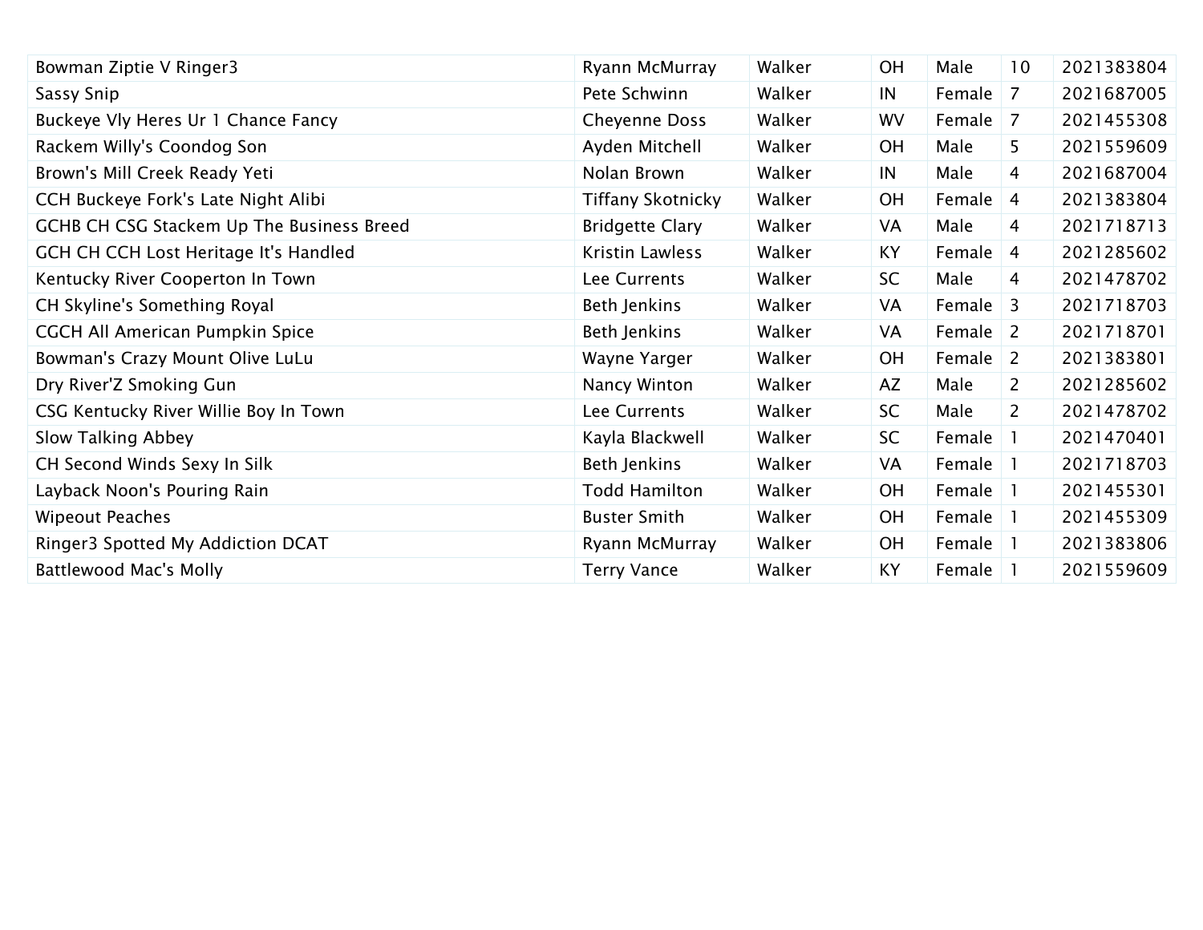| | | | | | | |
|---|---|---|---|---|---|---|
| Bowman Ziptie V Ringer3 | Ryann McMurray | Walker | OH | Male | 10 | 2021383804 |
| Sassy Snip | Pete Schwinn | Walker | IN | Female | 7 | 2021687005 |
| Buckeye Vly Heres Ur 1 Chance Fancy | Cheyenne Doss | Walker | WV | Female | 7 | 2021455308 |
| Rackem Willy's Coondog Son | Ayden Mitchell | Walker | OH | Male | 5 | 2021559609 |
| Brown's Mill Creek Ready Yeti | Nolan Brown | Walker | IN | Male | 4 | 2021687004 |
| CCH Buckeye Fork's Late Night Alibi | Tiffany Skotnicky | Walker | OH | Female | 4 | 2021383804 |
| GCHB CH CSG Stackem Up The Business Breed | Bridgette Clary | Walker | VA | Male | 4 | 2021718713 |
| GCH CH CCH Lost Heritage It's Handled | Kristin Lawless | Walker | KY | Female | 4 | 2021285602 |
| Kentucky River Cooperton In Town | Lee Currents | Walker | SC | Male | 4 | 2021478702 |
| CH Skyline's Something Royal | Beth Jenkins | Walker | VA | Female | 3 | 2021718703 |
| CGCH All American Pumpkin Spice | Beth Jenkins | Walker | VA | Female | 2 | 2021718701 |
| Bowman's Crazy Mount Olive LuLu | Wayne Yarger | Walker | OH | Female | 2 | 2021383801 |
| Dry River'Z Smoking Gun | Nancy Winton | Walker | AZ | Male | 2 | 2021285602 |
| CSG Kentucky River Willie Boy In Town | Lee Currents | Walker | SC | Male | 2 | 2021478702 |
| Slow Talking Abbey | Kayla Blackwell | Walker | SC | Female | 1 | 2021470401 |
| CH Second Winds Sexy In Silk | Beth Jenkins | Walker | VA | Female | 1 | 2021718703 |
| Layback Noon's Pouring Rain | Todd Hamilton | Walker | OH | Female | 1 | 2021455301 |
| Wipeout Peaches | Buster Smith | Walker | OH | Female | 1 | 2021455309 |
| Ringer3 Spotted My Addiction DCAT | Ryann McMurray | Walker | OH | Female | 1 | 2021383806 |
| Battlewood Mac's Molly | Terry Vance | Walker | KY | Female | 1 | 2021559609 |